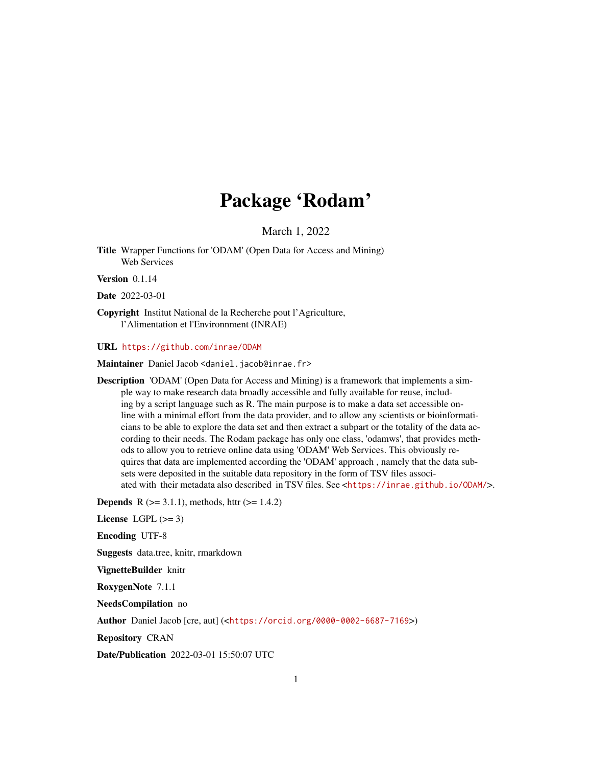# Package 'Rodam'

March 1, 2022

**Title** Wrapper Functions for 'ODAM' (Open Data for Access and Mining) Web Services

**Version** 0.1.14

**Date** 2022-03-01

**Copyright** Institut National de la Recherche pout l'Agriculture, l'Alimentation et l'Environnment (INRAE)

**URL** https://github.com/inrae/ODAM

**Maintainer** Daniel Jacob <daniel.jacob@inrae.fr>

**Description** 'ODAM' (Open Data for Access and Mining) is a framework that implements a simple way to make research data broadly accessible and fully available for reuse, including by a script language such as R. The main purpose is to make a data set accessible online with a minimal effort from the data provider, and to allow any scientists or bioinformaticians to be able to explore the data set and then extract a subpart or the totality of the data according to their needs. The Rodam package has only one class, 'odamws', that provides methods to allow you to retrieve online data using 'ODAM' Web Services. This obviously requires that data are implemented according the 'ODAM' approach , namely that the data subsets were deposited in the suitable data repository in the form of TSV files associated with their metadata also described in TSV files. See <https://inrae.github.io/ODAM/>.

**Depends** R (>= 3.1.1), methods, httr (>= 1.4.2)

**License** LGPL (>= 3)

**Encoding** UTF-8

**Suggests** data.tree, knitr, rmarkdown

**VignetteBuilder** knitr

**RoxygenNote** 7.1.1

**NeedsCompilation** no

**Author** Daniel Jacob [cre, aut] (<https://orcid.org/0000-0002-6687-7169>)

**Repository** CRAN

**Date/Publication** 2022-03-01 15:50:07 UTC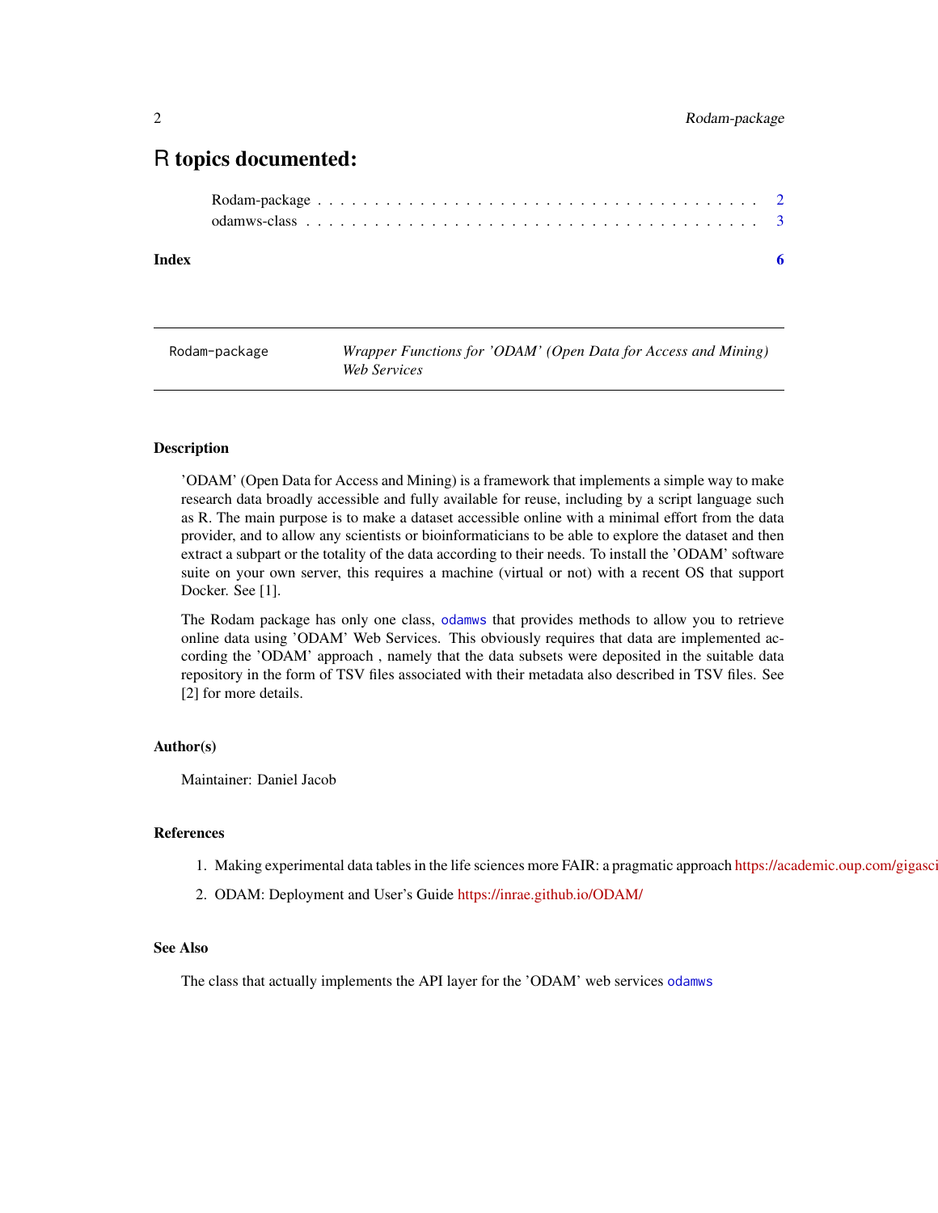# R topics documented:

Rodam-package . . . . . . . . . . . . . . . . . . . . . . . . . . . . . . . . . . . . . . 2
odamws-class . . . . . . . . . . . . . . . . . . . . . . . . . . . . . . . . . . . . . . . 3

**Index** **6**

---

Rodam-package &nbsp;&nbsp;&nbsp;&nbsp; *Wrapper Functions for 'ODAM' (Open Data for Access and Mining) Web Services*

---

### Description

'ODAM' (Open Data for Access and Mining) is a framework that implements a simple way to make research data broadly accessible and fully available for reuse, including by a script language such as R. The main purpose is to make a dataset accessible online with a minimal effort from the data provider, and to allow any scientists or bioinformaticians to be able to explore the dataset and then extract a subpart or the totality of the data according to their needs. To install the 'ODAM' software suite on your own server, this requires a machine (virtual or not) with a recent OS that support Docker. See [1].

The Rodam package has only one class, `odamws` that provides methods to allow you to retrieve online data using 'ODAM' Web Services. This obviously requires that data are implemented according the 'ODAM' approach , namely that the data subsets were deposited in the suitable data repository in the form of TSV files associated with their metadata also described in TSV files. See [2] for more details.

### Author(s)

Maintainer: Daniel Jacob

### References

1. Making experimental data tables in the life sciences more FAIR: a pragmatic approach https://academic.oup.com/gigasci
2. ODAM: Deployment and User's Guide https://inrae.github.io/ODAM/

### See Also

The class that actually implements the API layer for the 'ODAM' web services `odamws`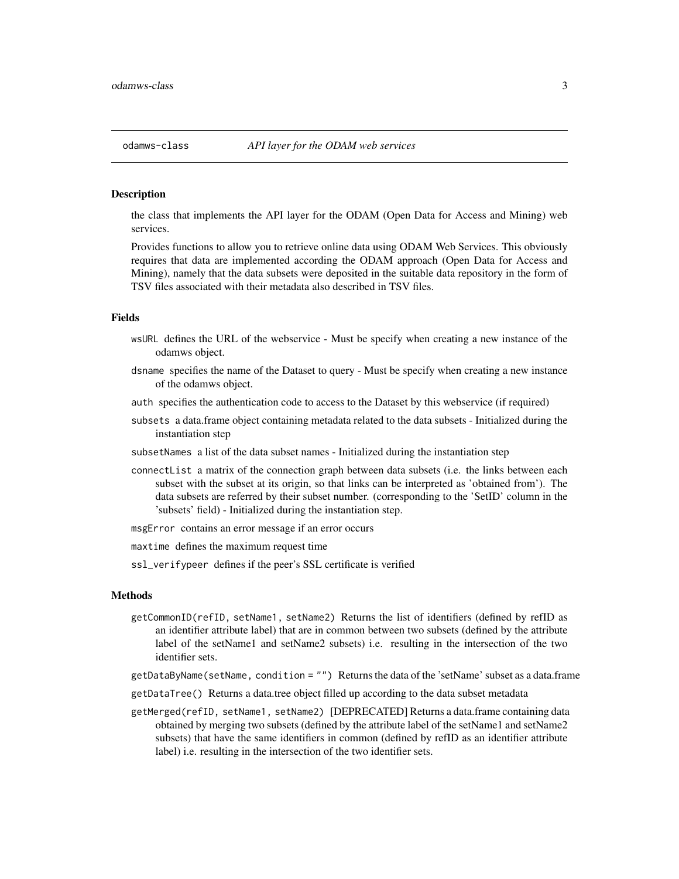## odamws-class    *API layer for the ODAM web services*

### Description

the class that implements the API layer for the ODAM (Open Data for Access and Mining) web services.

Provides functions to allow you to retrieve online data using ODAM Web Services. This obviously requires that data are implemented according the ODAM approach (Open Data for Access and Mining), namely that the data subsets were deposited in the suitable data repository in the form of TSV files associated with their metadata also described in TSV files.

### Fields

- `wsURL` defines the URL of the webservice - Must be specify when creating a new instance of the odamws object.
- `dsname` specifies the name of the Dataset to query - Must be specify when creating a new instance of the odamws object.
- `auth` specifies the authentication code to access to the Dataset by this webservice (if required)
- `subsets` a data.frame object containing metadata related to the data subsets - Initialized during the instantiation step
- `subsetNames` a list of the data subset names - Initialized during the instantiation step
- `connectList` a matrix of the connection graph between data subsets (i.e. the links between each subset with the subset at its origin, so that links can be interpreted as 'obtained from'). The data subsets are referred by their subset number. (corresponding to the 'SetID' column in the 'subsets' field) - Initialized during the instantiation step.
- `msgError` contains an error message if an error occurs
- `maxtime` defines the maximum request time
- `ssl_verifypeer` defines if the peer's SSL certificate is verified

### Methods

- `getCommonID(refID, setName1, setName2)` Returns the list of identifiers (defined by refID as an identifier attribute label) that are in common between two subsets (defined by the attribute label of the setName1 and setName2 subsets) i.e. resulting in the intersection of the two identifier sets.
- `getDataByName(setName, condition = "")` Returns the data of the 'setName' subset as a data.frame
- `getDataTree()` Returns a data.tree object filled up according to the data subset metadata
- `getMerged(refID, setName1, setName2)` [DEPRECATED] Returns a data.frame containing data obtained by merging two subsets (defined by the attribute label of the setName1 and setName2 subsets) that have the same identifiers in common (defined by refID as an identifier attribute label) i.e. resulting in the intersection of the two identifier sets.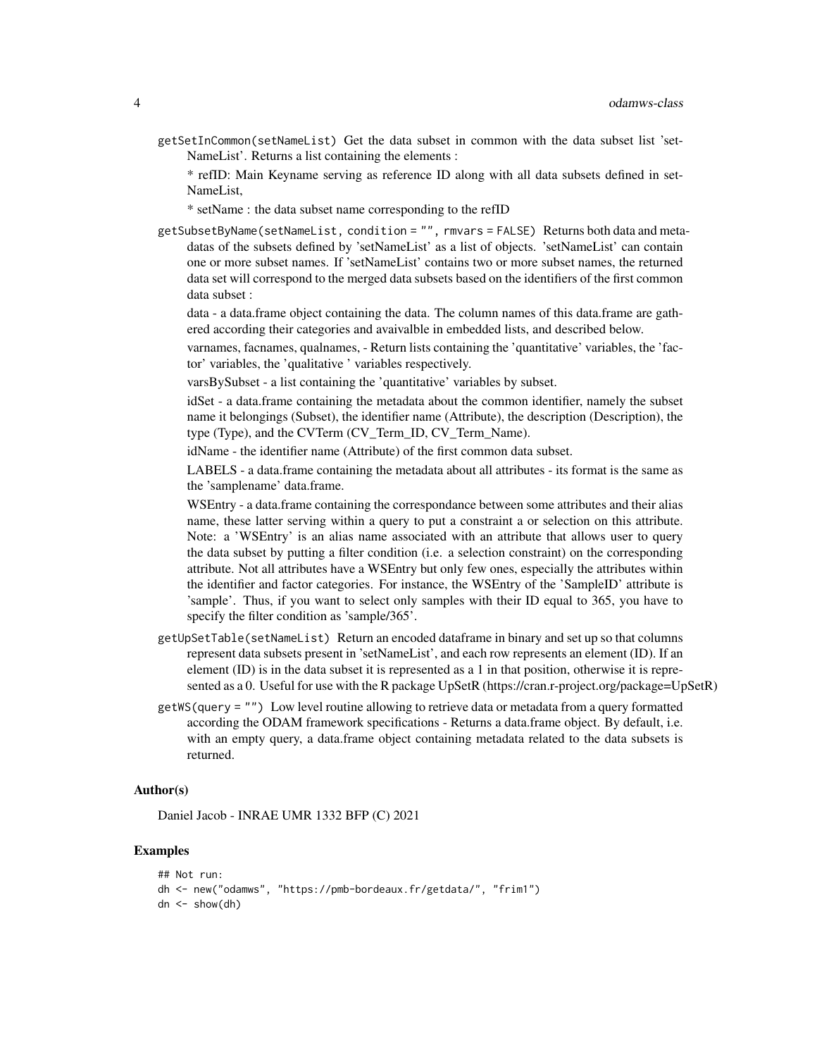`getSetInCommon(setNameList)` Get the data subset in common with the data subset list 'setNameList'. Returns a list containing the elements :

* refID: Main Keyname serving as reference ID along with all data subsets defined in setNameList,

* setName : the data subset name corresponding to the refID

`getSubsetByName(setNameList, condition = "", rmvars = FALSE)` Returns both data and metadatas of the subsets defined by 'setNameList' as a list of objects. 'setNameList' can contain one or more subset names. If 'setNameList' contains two or more subset names, the returned data set will correspond to the merged data subsets based on the identifiers of the first common data subset :

data - a data.frame object containing the data. The column names of this data.frame are gathered according their categories and avaivalble in embedded lists, and described below.

varnames, facnames, qualnames, - Return lists containing the 'quantitative' variables, the 'factor' variables, the 'qualitative ' variables respectively.

varsBySubset - a list containing the 'quantitative' variables by subset.

idSet - a data.frame containing the metadata about the common identifier, namely the subset name it belongings (Subset), the identifier name (Attribute), the description (Description), the type (Type), and the CVTerm (CV_Term_ID, CV_Term_Name).

idName - the identifier name (Attribute) of the first common data subset.

LABELS - a data.frame containing the metadata about all attributes - its format is the same as the 'samplename' data.frame.

WSEntry - a data.frame containing the correspondance between some attributes and their alias name, these latter serving within a query to put a constraint a or selection on this attribute. Note: a 'WSEntry' is an alias name associated with an attribute that allows user to query the data subset by putting a filter condition (i.e. a selection constraint) on the corresponding attribute. Not all attributes have a WSEntry but only few ones, especially the attributes within the identifier and factor categories. For instance, the WSEntry of the 'SampleID' attribute is 'sample'. Thus, if you want to select only samples with their ID equal to 365, you have to specify the filter condition as 'sample/365'.

`getUpSetTable(setNameList)` Return an encoded dataframe in binary and set up so that columns represent data subsets present in 'setNameList', and each row represents an element (ID). If an element (ID) is in the data subset it is represented as a 1 in that position, otherwise it is represented as a 0. Useful for use with the R package UpSetR (https://cran.r-project.org/package=UpSetR)

`getWS(query = "")` Low level routine allowing to retrieve data or metadata from a query formatted according the ODAM framework specifications - Returns a data.frame object. By default, i.e. with an empty query, a data.frame object containing metadata related to the data subsets is returned.

## Author(s)

Daniel Jacob - INRAE UMR 1332 BFP (C) 2021

## Examples

```
## Not run:
dh <- new("odamws", "https://pmb-bordeaux.fr/getdata/", "frim1")
dn <- show(dh)
```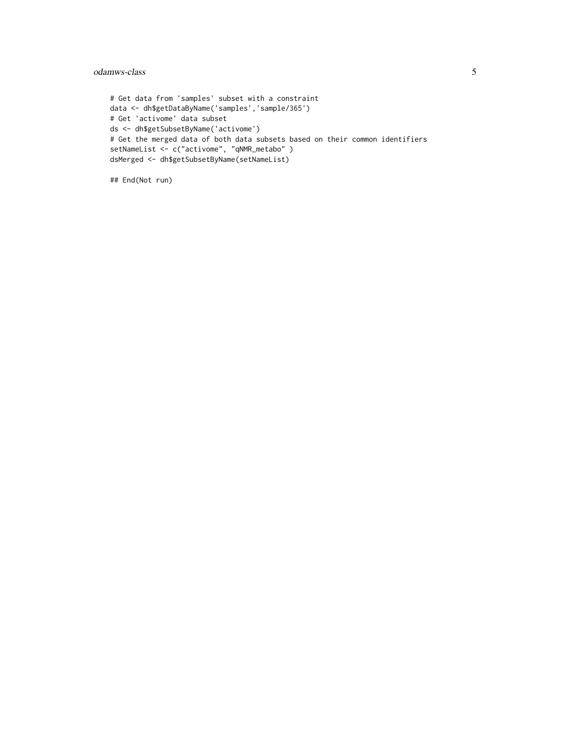```
# Get data from 'samples' subset with a constraint
data <- dh$getDataByName('samples','sample/365')
# Get 'activome' data subset
ds <- dh$getSubsetByName('activome')
# Get the merged data of both data subsets based on their common identifiers
setNameList <- c("activome", "qNMR_metabo" )
dsMerged <- dh$getSubsetByName(setNameList)

## End(Not run)
```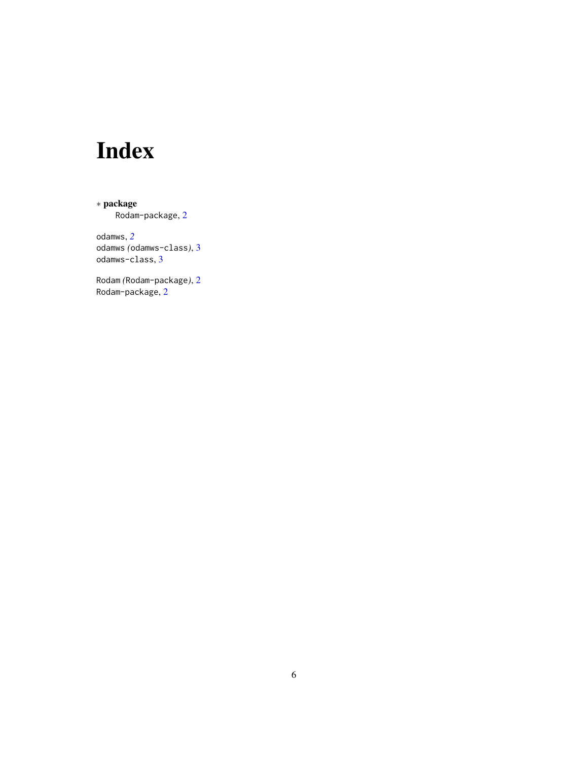# Index

∗ **package**
    Rodam-package, 2

odamws, *2*
odamws *(*odamws-class*)*, 3
odamws-class, 3

Rodam *(*Rodam-package*)*, 2
Rodam-package, 2